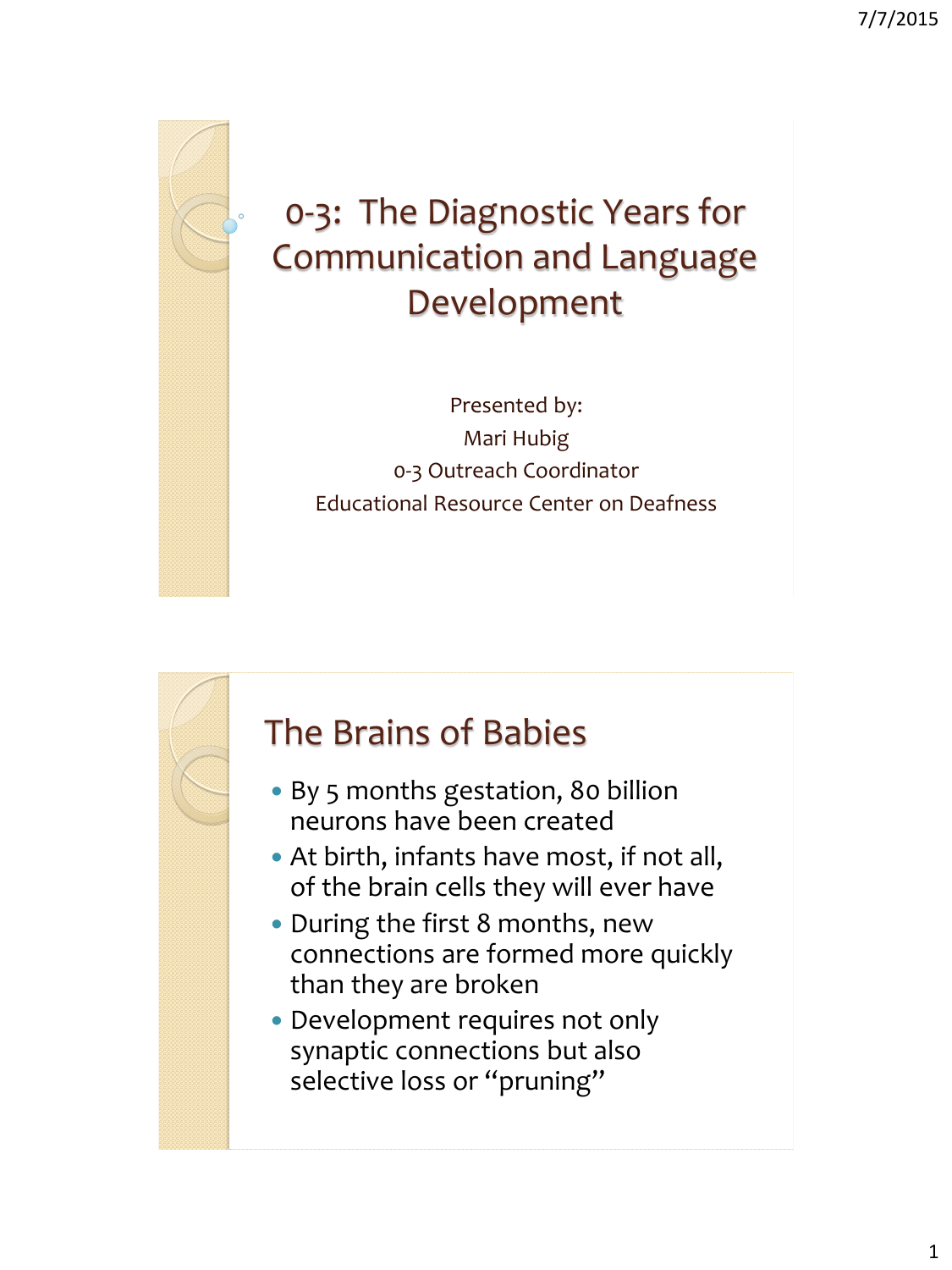# 0-3: The Diagnostic Years for Communication and Language Development

Presented by:
Mari Hubig
0-3 Outreach Coordinator
Educational Resource Center on Deafness

## The Brains of Babies

- By 5 months gestation, 80 billion neurons have been created
- At birth, infants have most, if not all, of the brain cells they will ever have
- During the first 8 months, new connections are formed more quickly than they are broken
- Development requires not only synaptic connections but also selective loss or "pruning"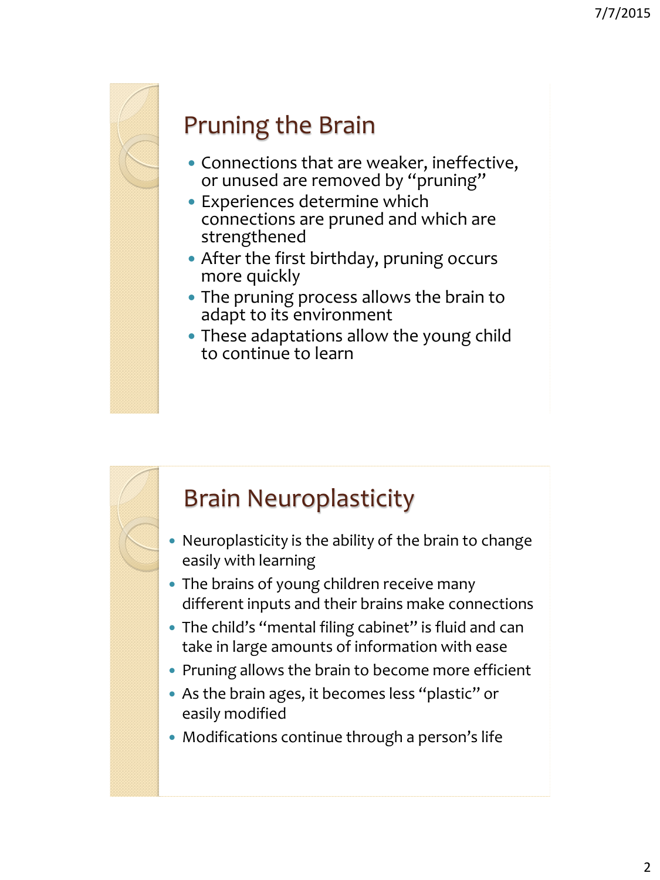## Pruning the Brain

- Connections that are weaker, ineffective, or unused are removed by "pruning"
- Experiences determine which connections are pruned and which are strengthened
- After the first birthday, pruning occurs more quickly
- The pruning process allows the brain to adapt to its environment
- These adaptations allow the young child to continue to learn

## Brain Neuroplasticity

- Neuroplasticity is the ability of the brain to change easily with learning
- The brains of young children receive many different inputs and their brains make connections
- The child's "mental filing cabinet" is fluid and can take in large amounts of information with ease
- Pruning allows the brain to become more efficient
- As the brain ages, it becomes less "plastic" or easily modified
- Modifications continue through a person's life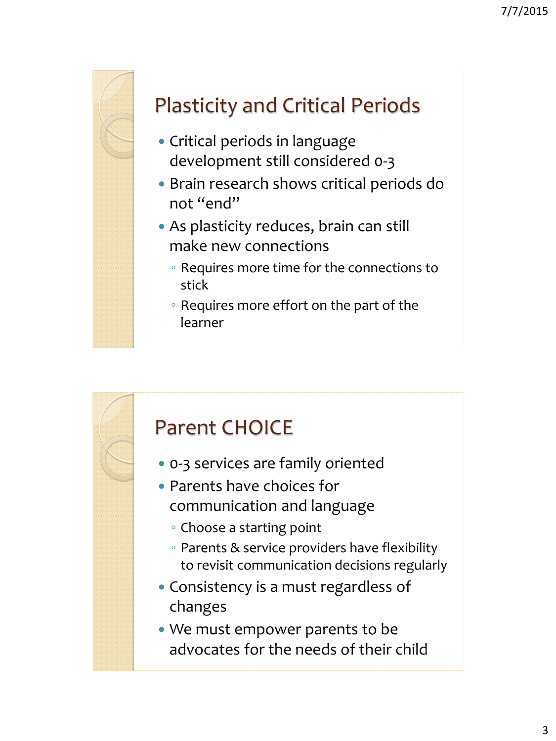## Plasticity and Critical Periods

- Critical periods in language development still considered 0-3
- Brain research shows critical periods do not "end"
- As plasticity reduces, brain can still make new connections
  - Requires more time for the connections to stick
  - Requires more effort on the part of the learner

## Parent CHOICE

- 0-3 services are family oriented
- Parents have choices for communication and language
  - Choose a starting point
  - Parents & service providers have flexibility to revisit communication decisions regularly
- Consistency is a must regardless of changes
- We must empower parents to be advocates for the needs of their child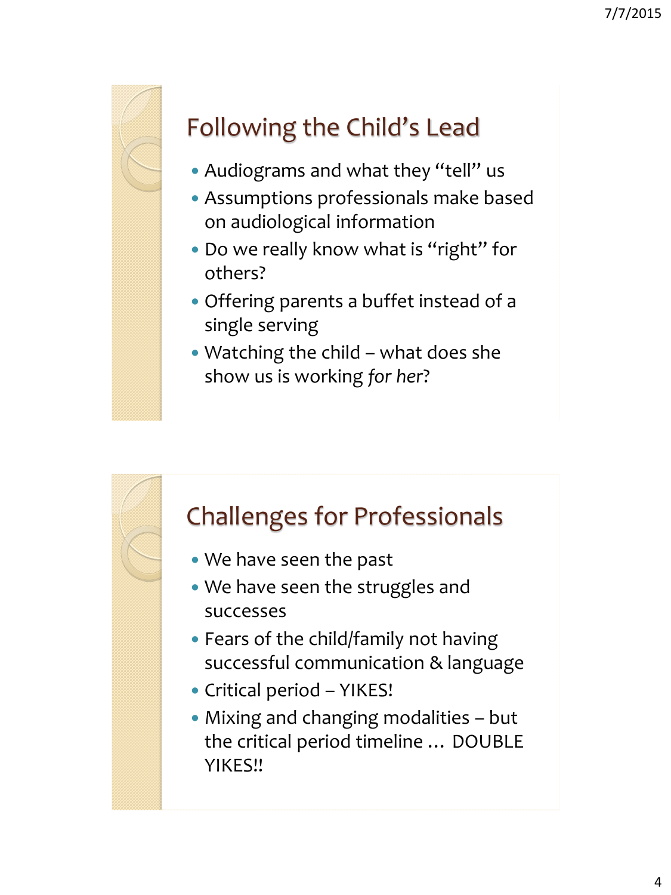## Following the Child's Lead

- Audiograms and what they "tell" us
- Assumptions professionals make based on audiological information
- Do we really know what is "right" for others?
- Offering parents a buffet instead of a single serving
- Watching the child – what does she show us is working *for her*?

## Challenges for Professionals

- We have seen the past
- We have seen the struggles and successes
- Fears of the child/family not having successful communication & language
- Critical period – YIKES!
- Mixing and changing modalities – but the critical period timeline … DOUBLE YIKES!!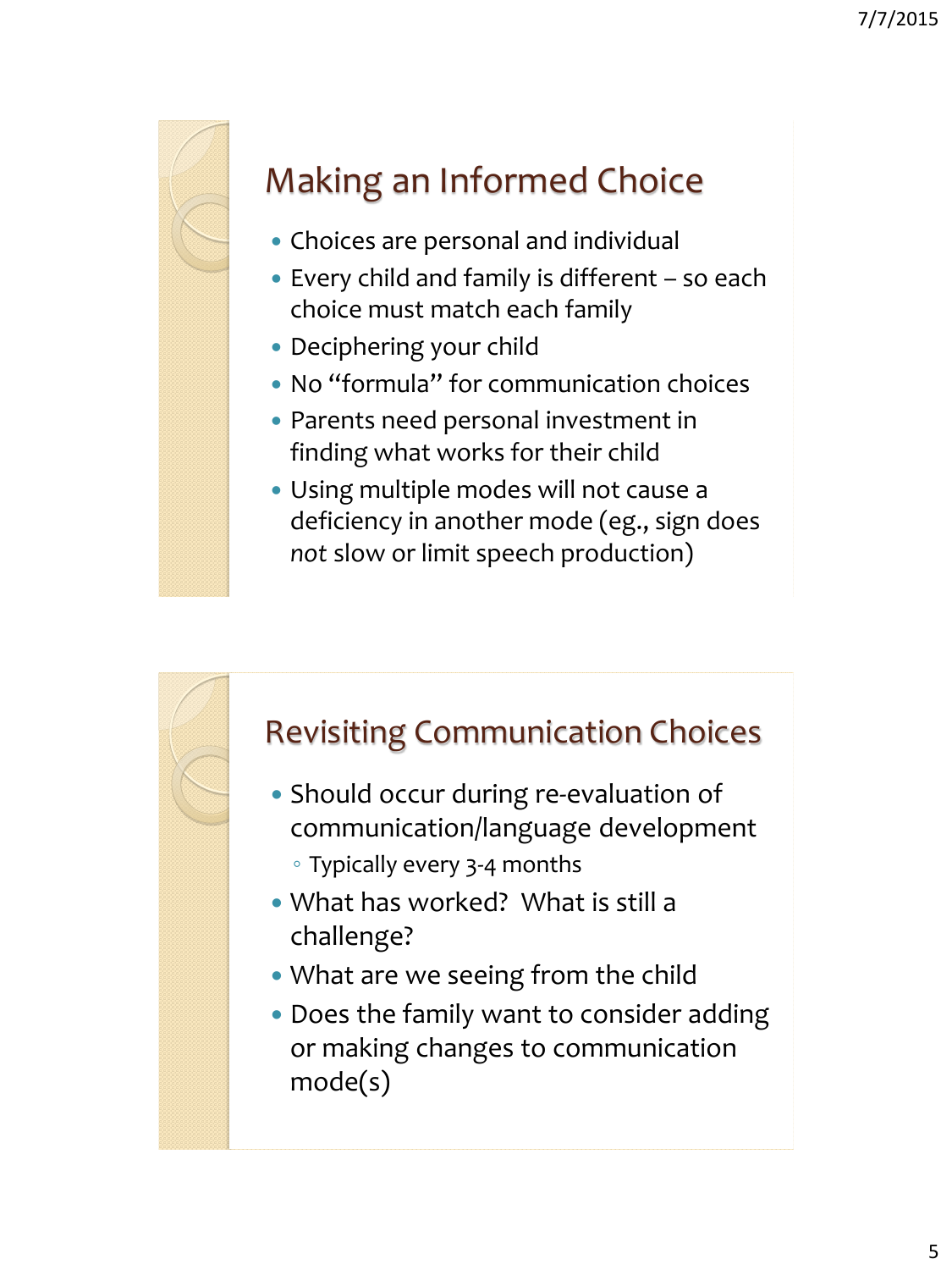## Making an Informed Choice

- Choices are personal and individual
- Every child and family is different – so each choice must match each family
- Deciphering your child
- No "formula" for communication choices
- Parents need personal investment in finding what works for their child
- Using multiple modes will not cause a deficiency in another mode (eg., sign does *not* slow or limit speech production)

## Revisiting Communication Choices

- Should occur during re-evaluation of communication/language development
  - Typically every 3-4 months
- What has worked? What is still a challenge?
- What are we seeing from the child
- Does the family want to consider adding or making changes to communication mode(s)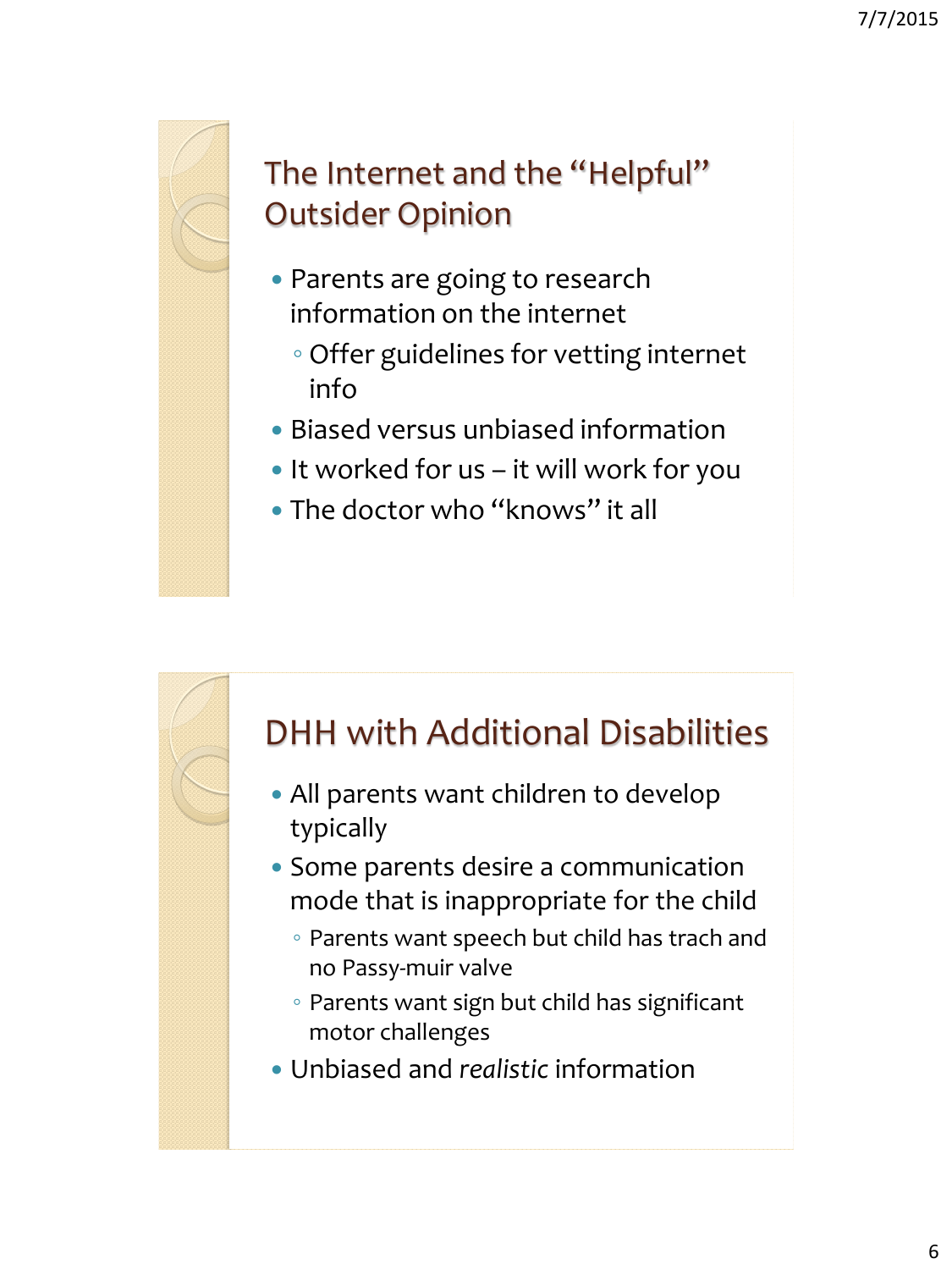## The Internet and the "Helpful" Outsider Opinion

- Parents are going to research information on the internet
  - Offer guidelines for vetting internet info
- Biased versus unbiased information
- It worked for us – it will work for you
- The doctor who "knows" it all

## DHH with Additional Disabilities

- All parents want children to develop typically
- Some parents desire a communication mode that is inappropriate for the child
  - Parents want speech but child has trach and no Passy-muir valve
  - Parents want sign but child has significant motor challenges
- Unbiased and *realistic* information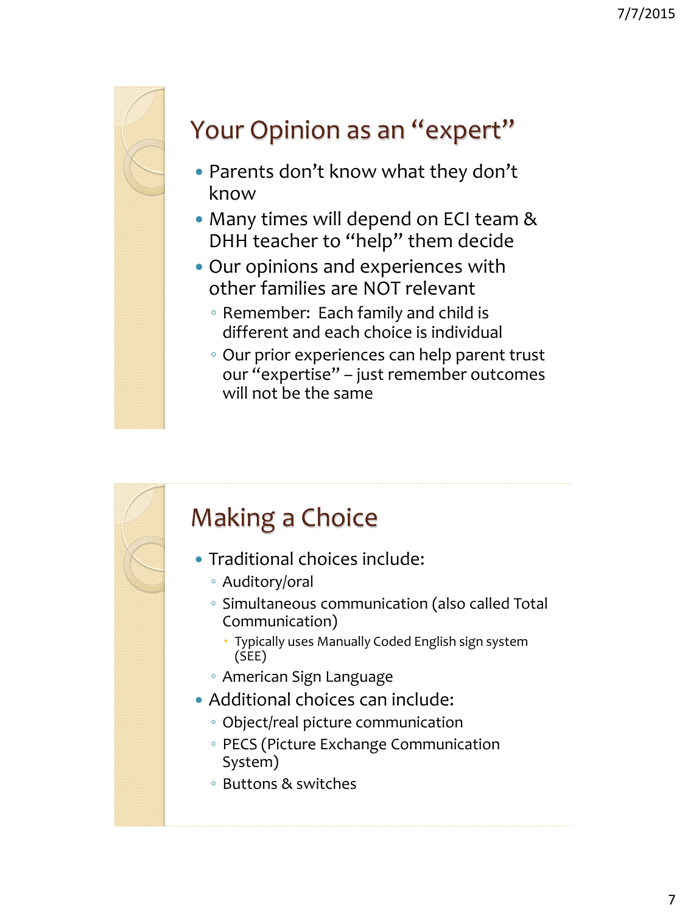## Your Opinion as an "expert"

- Parents don't know what they don't know
- Many times will depend on ECI team & DHH teacher to "help" them decide
- Our opinions and experiences with other families are NOT relevant
  - Remember: Each family and child is different and each choice is individual
  - Our prior experiences can help parent trust our "expertise" – just remember outcomes will not be the same

## Making a Choice

- Traditional choices include:
  - Auditory/oral
  - Simultaneous communication (also called Total Communication)
    - Typically uses Manually Coded English sign system (SEE)
  - American Sign Language
- Additional choices can include:
  - Object/real picture communication
  - PECS (Picture Exchange Communication System)
  - Buttons & switches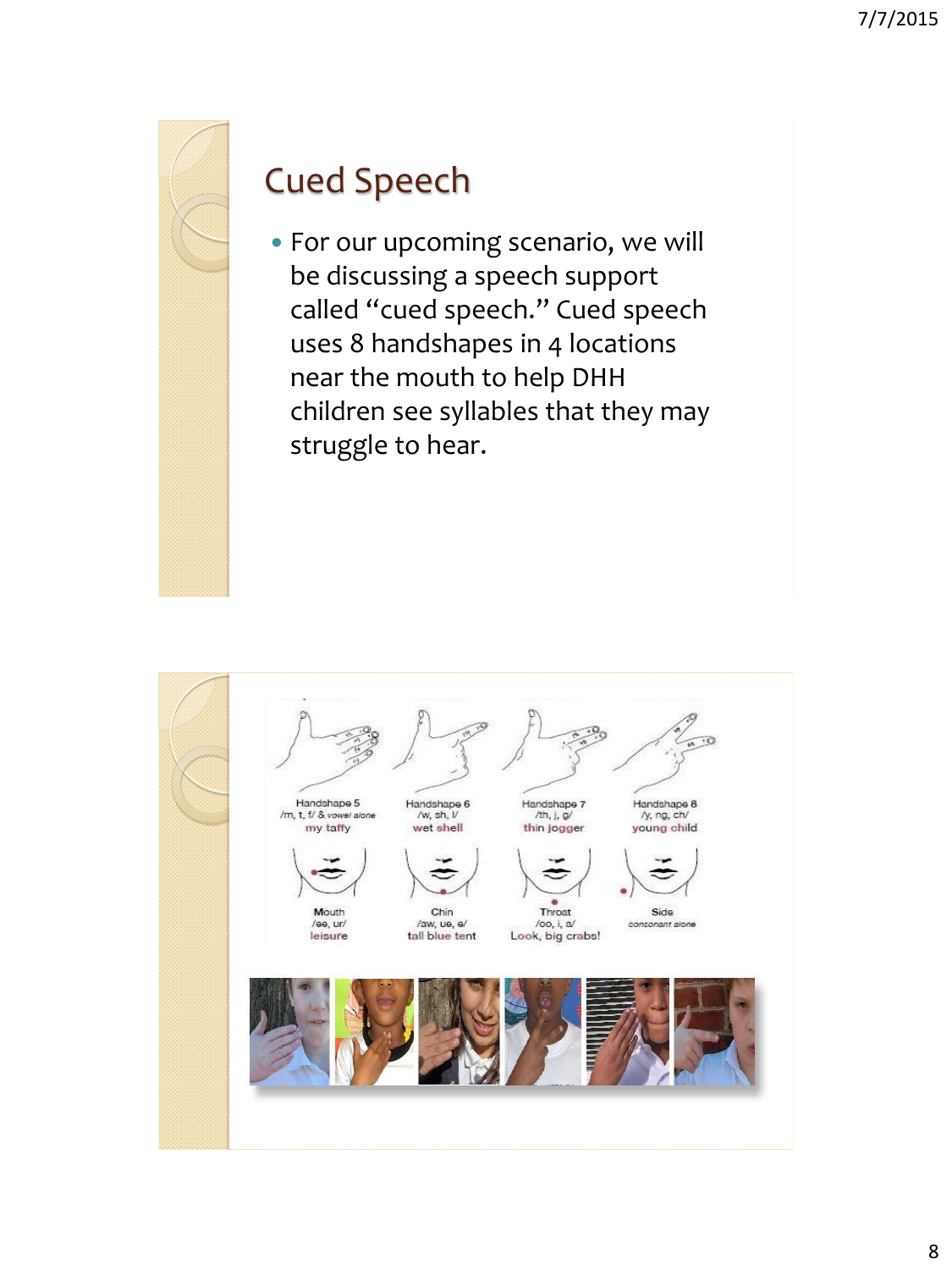# Cued Speech

- For our upcoming scenario, we will be discussing a speech support called "cued speech." Cued speech uses 8 handshapes in 4 locations near the mouth to help DHH children see syllables that they may struggle to hear.

Handshape 5
/m, t, f/ & *vowel alone*
my taffy

Handshape 6
/w, sh, l/
wet shell

Handshape 7
/th, j, g/
thin jogger

Handshape 8
/y, ng, ch/
young child

Mouth
/ee, ur/
leisure

Chin
/aw, ue, e/
tall blue tent

Throat
/oo, i, a/
Look, big crabs!

Side
*consonant alone*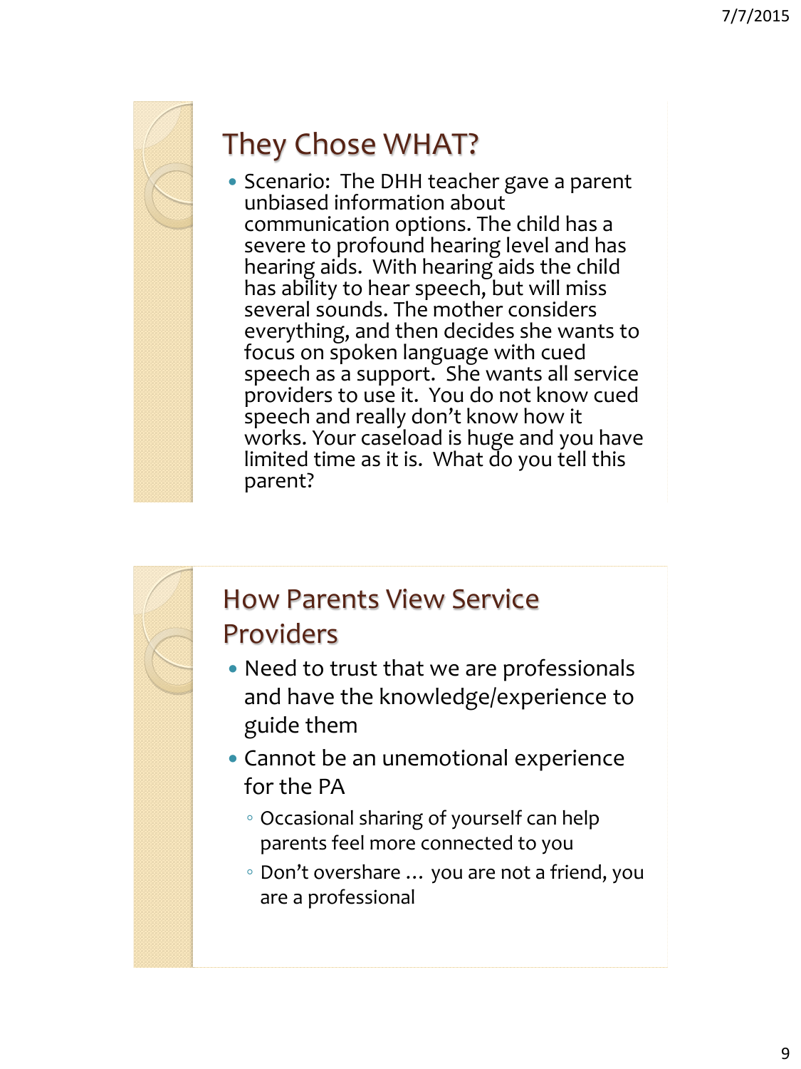## They Chose WHAT?

- Scenario: The DHH teacher gave a parent unbiased information about communication options. The child has a severe to profound hearing level and has hearing aids. With hearing aids the child has ability to hear speech, but will miss several sounds. The mother considers everything, and then decides she wants to focus on spoken language with cued speech as a support. She wants all service providers to use it. You do not know cued speech and really don't know how it works. Your caseload is huge and you have limited time as it is. What do you tell this parent?

## How Parents View Service Providers

- Need to trust that we are professionals and have the knowledge/experience to guide them
- Cannot be an unemotional experience for the PA
  - Occasional sharing of yourself can help parents feel more connected to you
  - Don't overshare … you are not a friend, you are a professional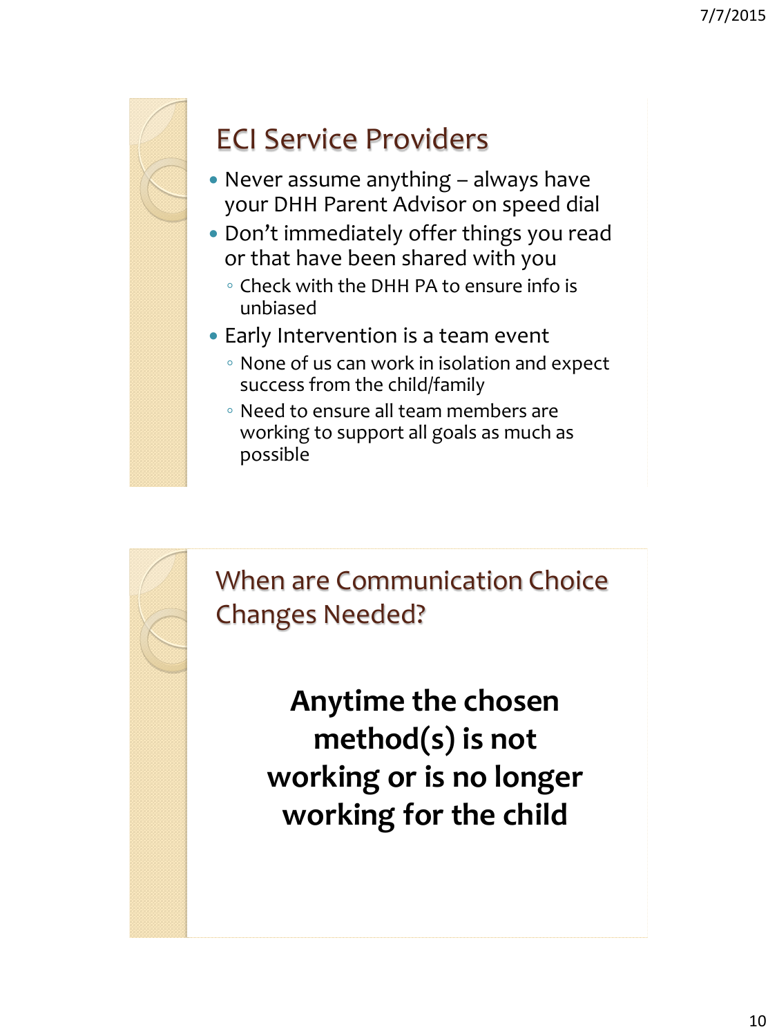## ECI Service Providers

- Never assume anything – always have your DHH Parent Advisor on speed dial
- Don't immediately offer things you read or that have been shared with you
  - Check with the DHH PA to ensure info is unbiased
- Early Intervention is a team event
  - None of us can work in isolation and expect success from the child/family
  - Need to ensure all team members are working to support all goals as much as possible

## When are Communication Choice Changes Needed?

**Anytime the chosen method(s) is not working or is no longer working for the child**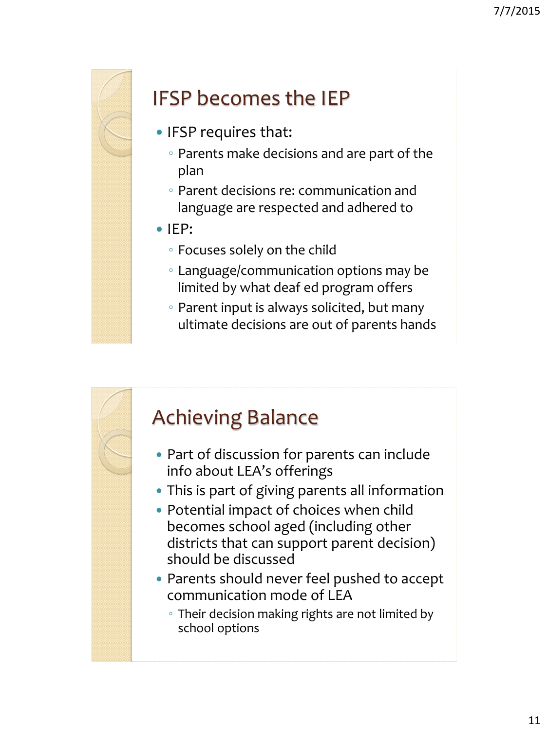## IFSP becomes the IEP

- IFSP requires that:
  - Parents make decisions and are part of the plan
  - Parent decisions re: communication and language are respected and adhered to
- IEP:
  - Focuses solely on the child
  - Language/communication options may be limited by what deaf ed program offers
  - Parent input is always solicited, but many ultimate decisions are out of parents hands

## Achieving Balance

- Part of discussion for parents can include info about LEA's offerings
- This is part of giving parents all information
- Potential impact of choices when child becomes school aged (including other districts that can support parent decision) should be discussed
- Parents should never feel pushed to accept communication mode of LEA
  - Their decision making rights are not limited by school options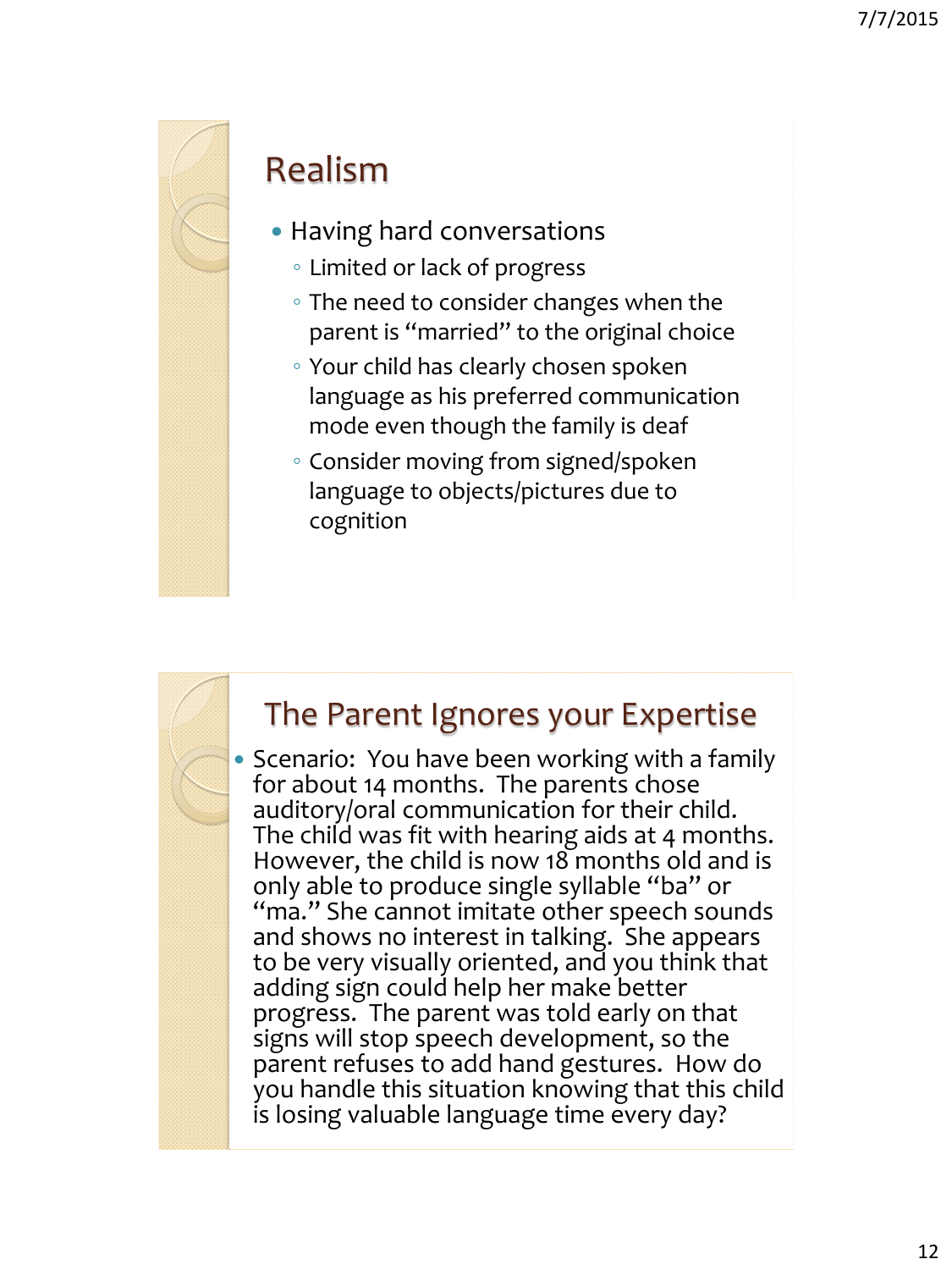## Realism

- Having hard conversations
  - Limited or lack of progress
  - The need to consider changes when the parent is "married" to the original choice
  - Your child has clearly chosen spoken language as his preferred communication mode even though the family is deaf
  - Consider moving from signed/spoken language to objects/pictures due to cognition

## The Parent Ignores your Expertise

- Scenario: You have been working with a family for about 14 months. The parents chose auditory/oral communication for their child. The child was fit with hearing aids at 4 months. However, the child is now 18 months old and is only able to produce single syllable "ba" or "ma." She cannot imitate other speech sounds and shows no interest in talking. She appears to be very visually oriented, and you think that adding sign could help her make better progress. The parent was told early on that signs will stop speech development, so the parent refuses to add hand gestures. How do you handle this situation knowing that this child is losing valuable language time every day?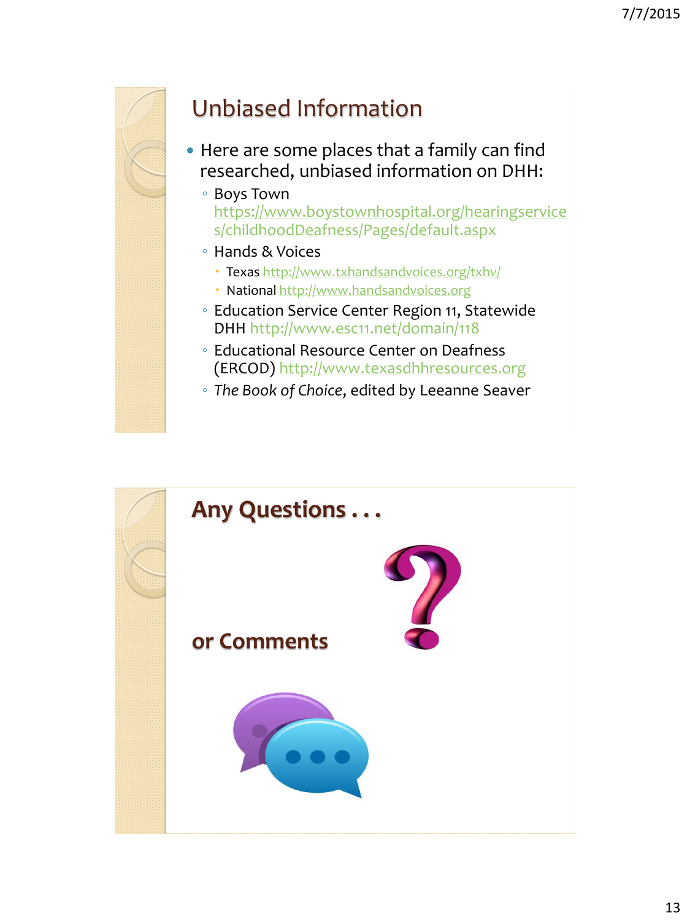## Unbiased Information

- Here are some places that a family can find researched, unbiased information on DHH:
  - Boys Town https://www.boystownhospital.org/hearingservices/childhoodDeafness/Pages/default.aspx
  - Hands & Voices
    - Texas http://www.txhandsandvoices.org/txhv/
    - National http://www.handsandvoices.org
  - Education Service Center Region 11, Statewide DHH http://www.esc11.net/domain/118
  - Educational Resource Center on Deafness (ERCOD) http://www.texasdhhresources.org
  - *The Book of Choice*, edited by Leeanne Seaver

## Any Questions . . .

**or Comments**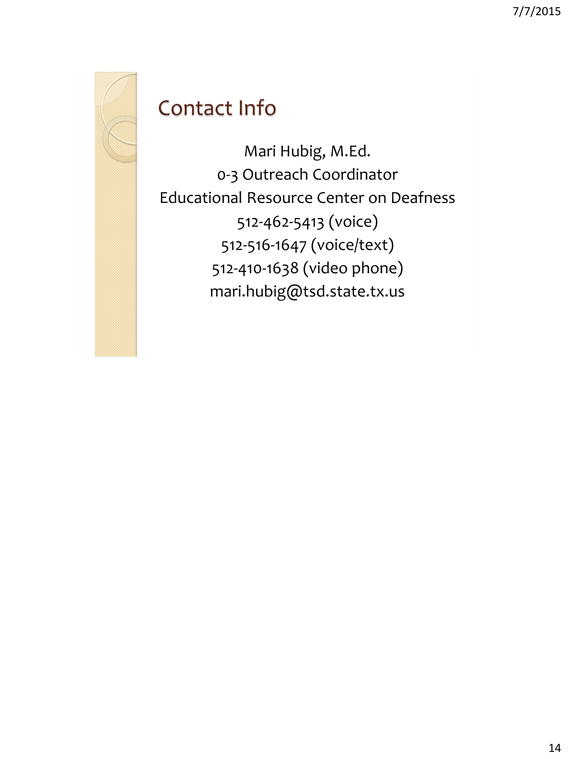# Contact Info

Mari Hubig, M.Ed.
0-3 Outreach Coordinator
Educational Resource Center on Deafness
512-462-5413 (voice)
512-516-1647 (voice/text)
512-410-1638 (video phone)
mari.hubig@tsd.state.tx.us